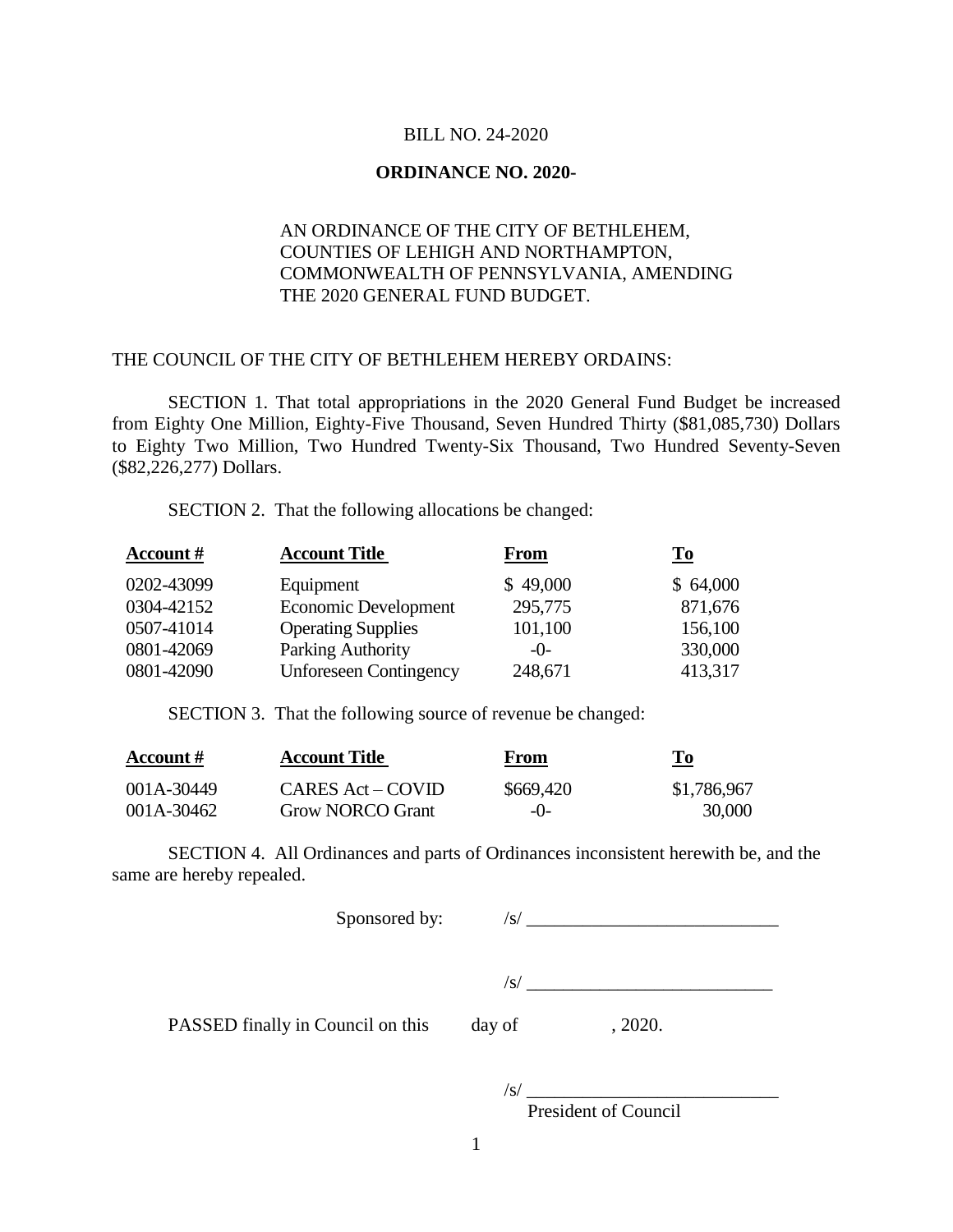BILL NO. 24-2020

**ORDINANCE NO. 2020-**

AN ORDINANCE OF THE CITY OF BETHLEHEM, COUNTIES OF LEHIGH AND NORTHAMPTON, COMMONWEALTH OF PENNSYLVANIA, AMENDING THE 2020 GENERAL FUND BUDGET.

THE COUNCIL OF THE CITY OF BETHLEHEM HEREBY ORDAINS:

SECTION 1. That total appropriations in the 2020 General Fund Budget be increased from Eighty One Million, Eighty-Five Thousand, Seven Hundred Thirty ($81,085,730) Dollars to Eighty Two Million, Two Hundred Twenty-Six Thousand, Two Hundred Seventy-Seven ($82,226,277) Dollars.

SECTION 2. That the following allocations be changed:

| **Account #** | **Account Title** | **From** | **To** |
|---|---|---|---|
| 0202-43099 | Equipment | $ 49,000 | $ 64,000 |
| 0304-42152 | Economic Development | 295,775 | 871,676 |
| 0507-41014 | Operating Supplies | 101,100 | 156,100 |
| 0801-42069 | Parking Authority | -0- | 330,000 |
| 0801-42090 | Unforeseen Contingency | 248,671 | 413,317 |

SECTION 3. That the following source of revenue be changed:

| **Account #** | **Account Title** | **From** | **To** |
|---|---|---|---|
| 001A-30449 | CARES Act – COVID | $669,420 | $1,786,967 |
| 001A-30462 | Grow NORCO Grant | -0- | 30,000 |

SECTION 4. All Ordinances and parts of Ordinances inconsistent herewith be, and the same are hereby repealed.

Sponsored by: /s/ ___________________________

/s/ ___________________________

PASSED finally in Council on this day of , 2020.

/s/ ___________________________
President of Council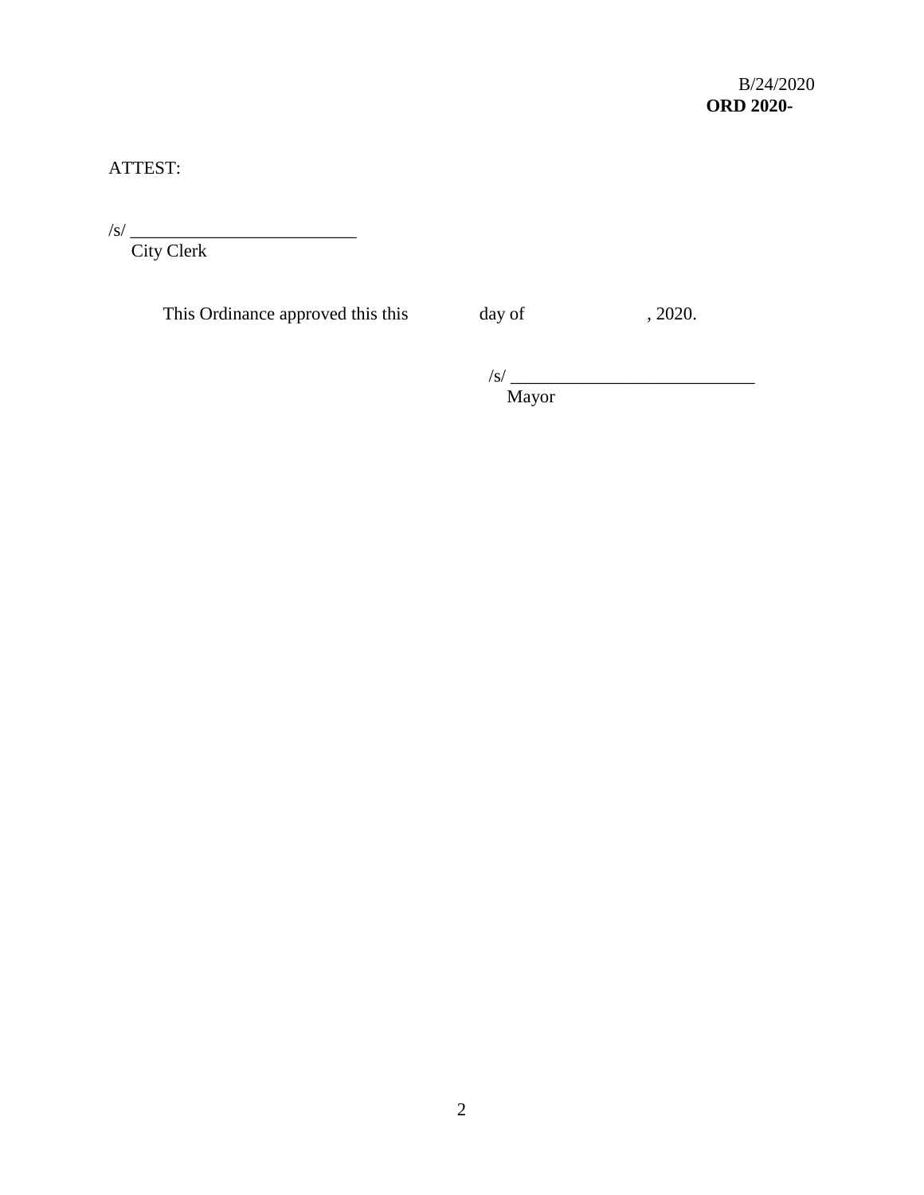B/24/2020
**ORD 2020-**

ATTEST:

/s/ __________________________
City Clerk

This Ordinance approved this this day of , 2020.

/s/ ____________________________
Mayor